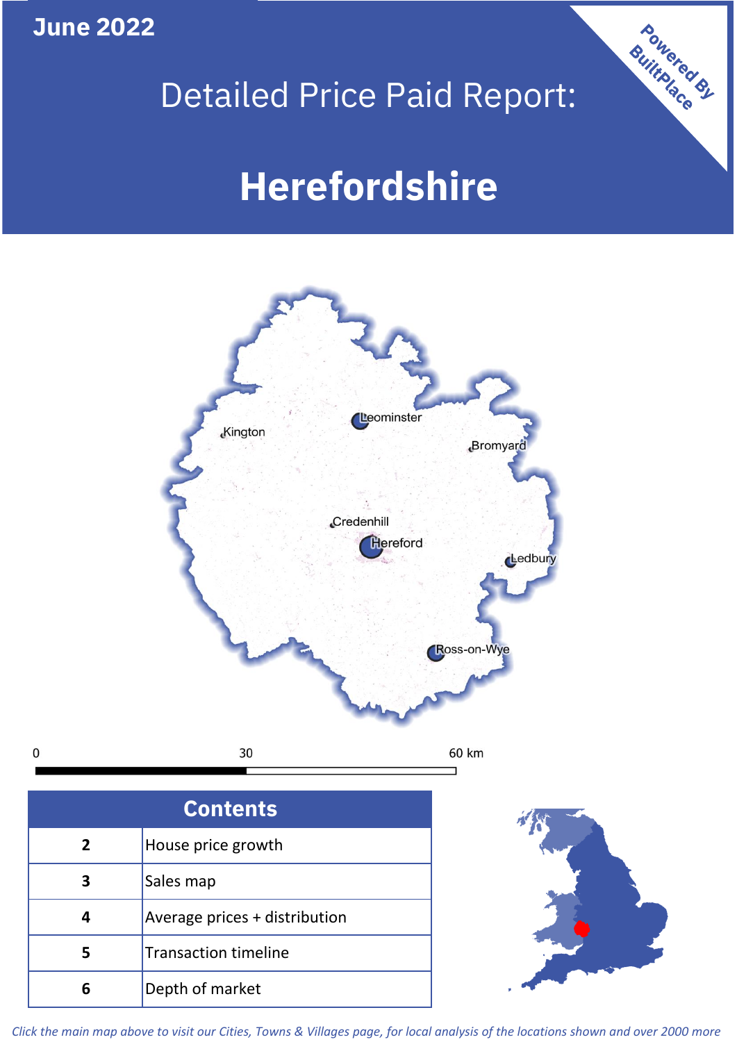June 2022

# Detailed Price Paid Report:

# Herefordshire

Powered By BuiltPlace

Leominster
Kington
Bromyard
Credenhill
Hereford
Ledbury
Ross-on-Wye

0 30 60 km

| Contents | |
|---|---|
| 2 | House price growth |
| 3 | Sales map |
| 4 | Average prices + distribution |
| 5 | Transaction timeline |
| 6 | Depth of market |

*Click the main map above to visit our Cities, Towns & Villages page, for local analysis of the locations shown and over 2000 more*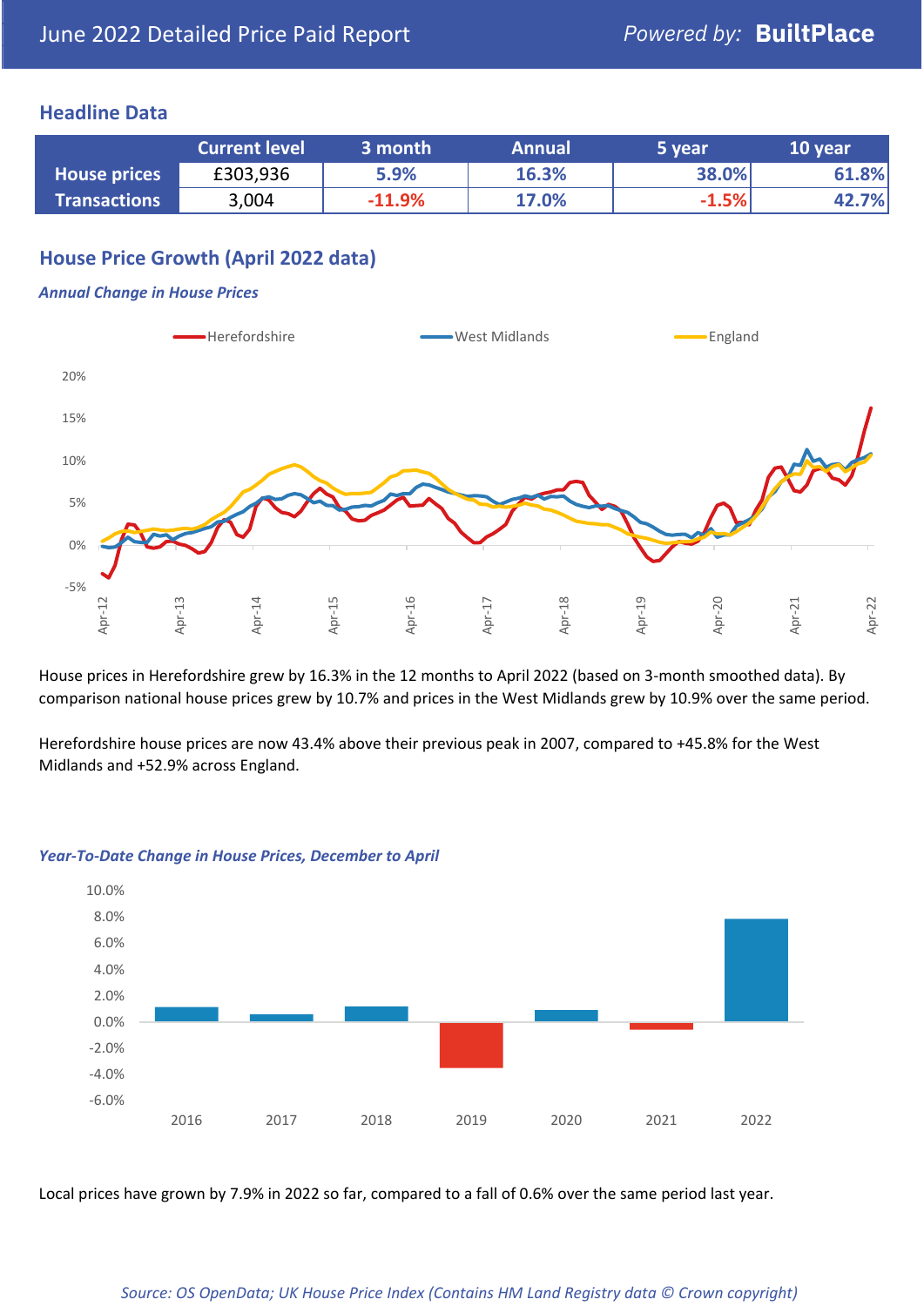# June 2022 Detailed Price Paid Report

Powered by: **BuiltPlace**

## Headline Data

| | Current level | 3 month | Annual | 5 year | 10 year |
|---|---|---|---|---|---|
| **House prices** | £303,936 | 5.9% | 16.3% | 38.0% | 61.8% |
| **Transactions** | 3,004 | -11.9% | 17.0% | -1.5% | 42.7% |

## House Price Growth (April 2022 data)

*Annual Change in House Prices*

House prices in Herefordshire grew by 16.3% in the 12 months to April 2022 (based on 3-month smoothed data). By comparison national house prices grew by 10.7% and prices in the West Midlands grew by 10.9% over the same period.

Herefordshire house prices are now 43.4% above their previous peak in 2007, compared to +45.8% for the West Midlands and +52.9% across England.

*Year-To-Date Change in House Prices, December to April*

Local prices have grown by 7.9% in 2022 so far, compared to a fall of 0.6% over the same period last year.

*Source: OS OpenData; UK House Price Index (Contains HM Land Registry data © Crown copyright)*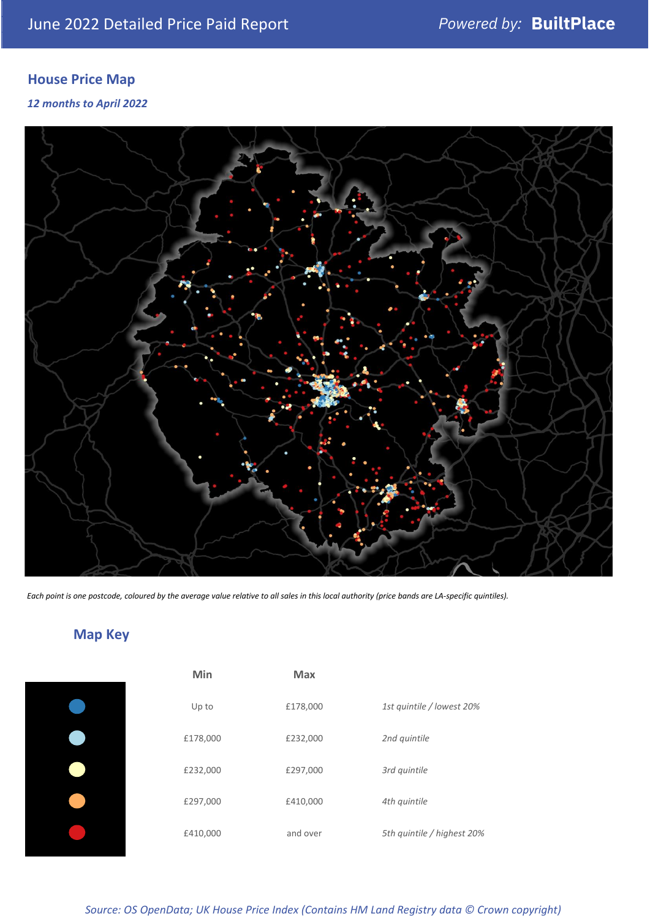# June 2022 Detailed Price Paid Report

*Powered by:* **BuiltPlace**

## House Price Map

*12 months to April 2022*

*Each point is one postcode, coloured by the average value relative to all sales in this local authority (price bands are LA-specific quintiles).*

## Map Key

| | Min | Max | |
|---|---|---|---|
| ● | Up to | £178,000 | *1st quintile / lowest 20%* |
| ● | £178,000 | £232,000 | *2nd quintile* |
| ● | £232,000 | £297,000 | *3rd quintile* |
| ● | £297,000 | £410,000 | *4th quintile* |
| ● | £410,000 | and over | *5th quintile / highest 20%* |

*Source: OS OpenData; UK House Price Index (Contains HM Land Registry data © Crown copyright)*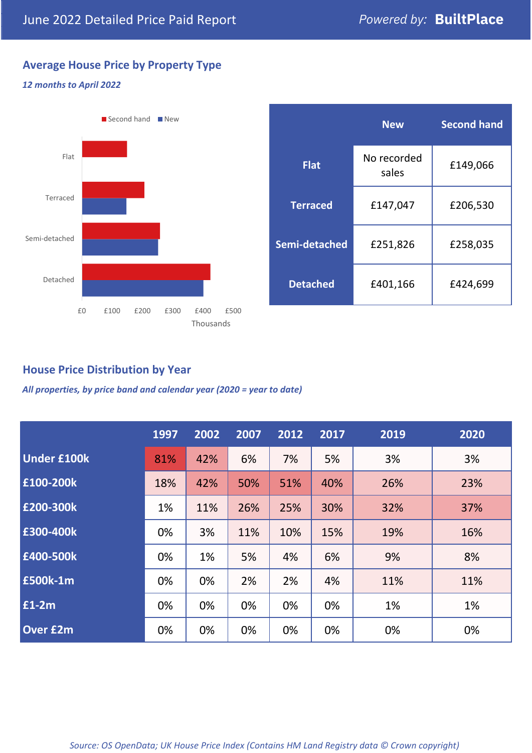June 2022 Detailed Price Paid Report — Powered by: **BuiltPlace**

## Average House Price by Property Type

*12 months to April 2022*

| | New | Second hand |
|---|---|---|
| **Flat** | No recorded sales | £149,066 |
| **Terraced** | £147,047 | £206,530 |
| **Semi-detached** | £251,826 | £258,035 |
| **Detached** | £401,166 | £424,699 |

## House Price Distribution by Year

*All properties, by price band and calendar year (2020 = year to date)*

| | 1997 | 2002 | 2007 | 2012 | 2017 | 2019 | 2020 |
|---|---|---|---|---|---|---|---|
| **Under £100k** | 81% | 42% | 6% | 7% | 5% | 3% | 3% |
| **£100-200k** | 18% | 42% | 50% | 51% | 40% | 26% | 23% |
| **£200-300k** | 1% | 11% | 26% | 25% | 30% | 32% | 37% |
| **£300-400k** | 0% | 3% | 11% | 10% | 15% | 19% | 16% |
| **£400-500k** | 0% | 1% | 5% | 4% | 6% | 9% | 8% |
| **£500k-1m** | 0% | 0% | 2% | 2% | 4% | 11% | 11% |
| **£1-2m** | 0% | 0% | 0% | 0% | 0% | 1% | 1% |
| **Over £2m** | 0% | 0% | 0% | 0% | 0% | 0% | 0% |

*Source: OS OpenData; UK House Price Index (Contains HM Land Registry data © Crown copyright)*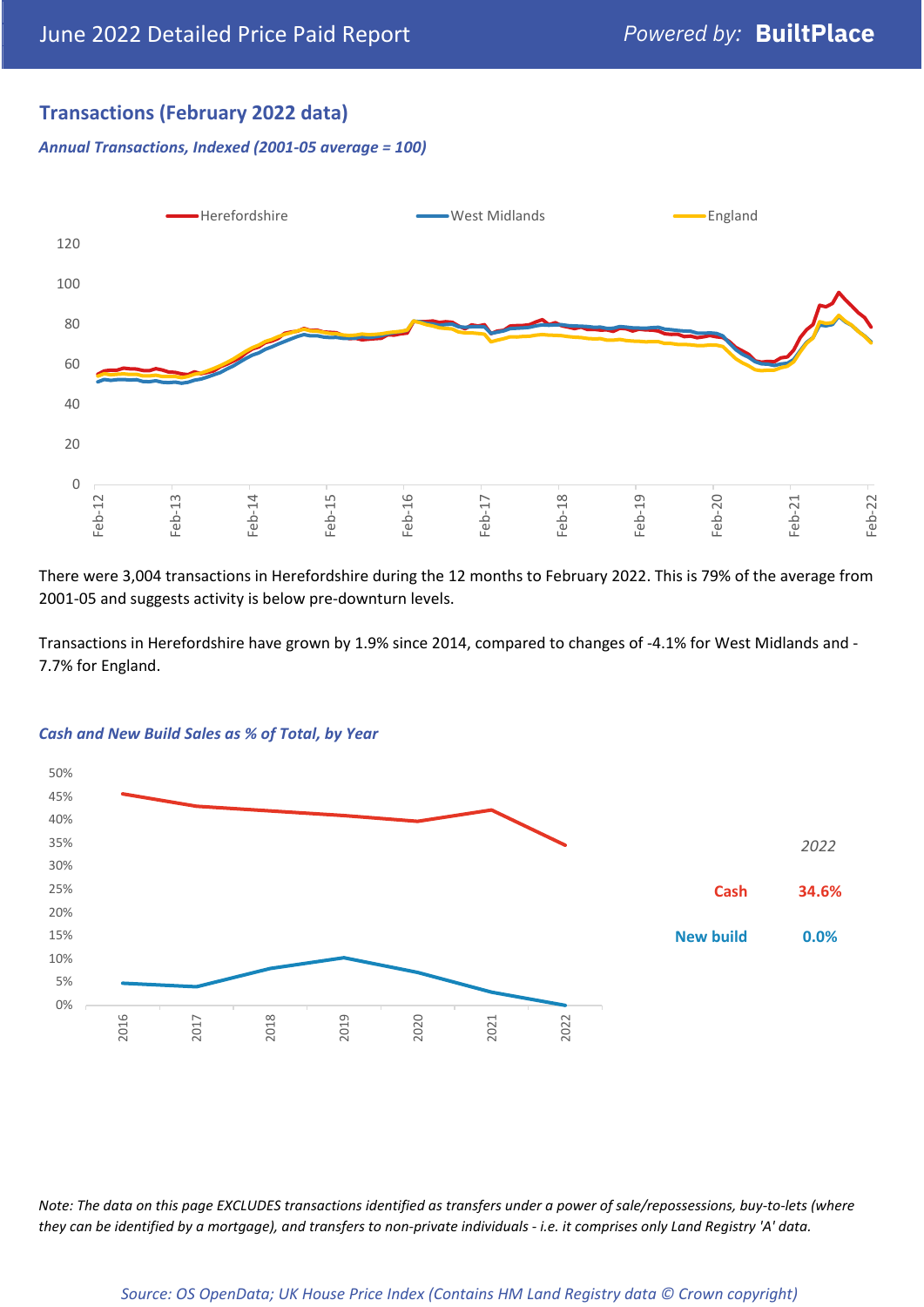## Transactions (February 2022 data)

*Annual Transactions, Indexed (2001-05 average = 100)*

There were 3,004 transactions in Herefordshire during the 12 months to February 2022. This is 79% of the average from 2001-05 and suggests activity is below pre-downturn levels.

Transactions in Herefordshire have grown by 1.9% since 2014, compared to changes of -4.1% for West Midlands and -7.7% for England.

*Cash and New Build Sales as % of Total, by Year*

| 2022 | |
|---|---|
| Cash | 34.6% |
| New build | 0.0% |

*Note: The data on this page EXCLUDES transactions identified as transfers under a power of sale/repossessions, buy-to-lets (where they can be identified by a mortgage), and transfers to non-private individuals - i.e. it comprises only Land Registry 'A' data.*

*Source: OS OpenData; UK House Price Index (Contains HM Land Registry data © Crown copyright)*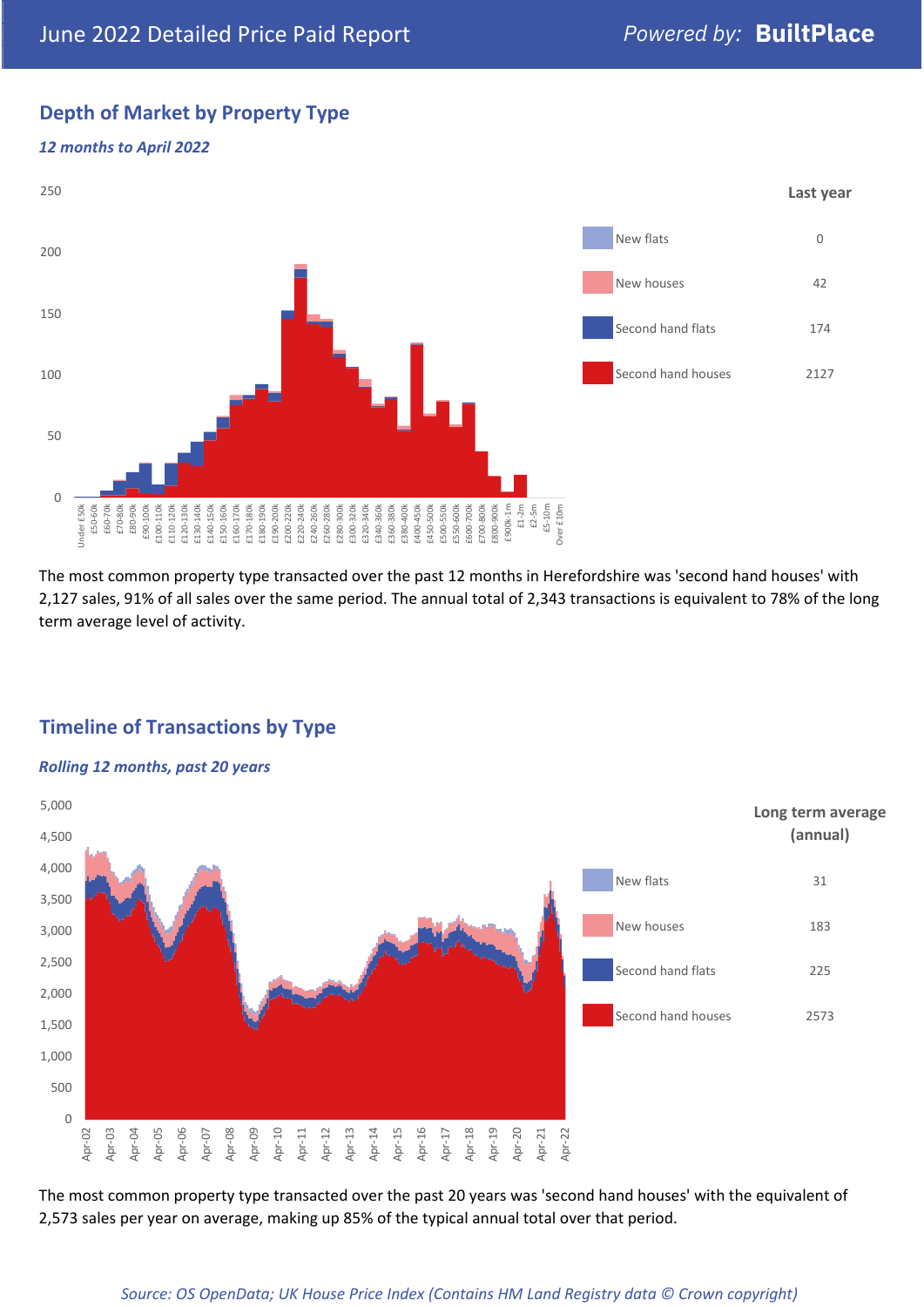June 2022 Detailed Price Paid Report

*Powered by:* **BuiltPlace**

## Depth of Market by Property Type

*12 months to April 2022*

250
200
150
100
50
0

Under £50k, £50-60k, £60-70k, £70-80k, £80-90k, £90-100k, £100-110k, £110-120k, £120-130k, £130-140k, £140-150k, £150-160k, £160-170k, £170-180k, £180-190k, £190-200k, £200-220k, £220-240k, £240-260k, £260-280k, £280-300k, £300-320k, £320-340k, £340-360k, £360-380k, £380-400k, £400-450k, £450-500k, £500-550k, £550-600k, £600-700k, £700-800k, £800-900k, £900k-1m, £1-2m, £2-5m, £5-10m, Over £10m

Last year

New flats 0

New houses 42

Second hand flats 174

Second hand houses 2127

The most common property type transacted over the past 12 months in Herefordshire was 'second hand houses' with 2,127 sales, 91% of all sales over the same period. The annual total of 2,343 transactions is equivalent to 78% of the long term average level of activity.

## Timeline of Transactions by Type

*Rolling 12 months, past 20 years*

5,000
4,500
4,000
3,500
3,000
2,500
2,000
1,500
1,000
500
0

Apr-02, Apr-03, Apr-04, Apr-05, Apr-06, Apr-07, Apr-08, Apr-09, Apr-10, Apr-11, Apr-12, Apr-13, Apr-14, Apr-15, Apr-16, Apr-17, Apr-18, Apr-19, Apr-20, Apr-21, Apr-22

Long term average (annual)

New flats 31

New houses 183

Second hand flats 225

Second hand houses 2573

The most common property type transacted over the past 20 years was 'second hand houses' with the equivalent of 2,573 sales per year on average, making up 85% of the typical annual total over that period.

*Source: OS OpenData; UK House Price Index (Contains HM Land Registry data © Crown copyright)*